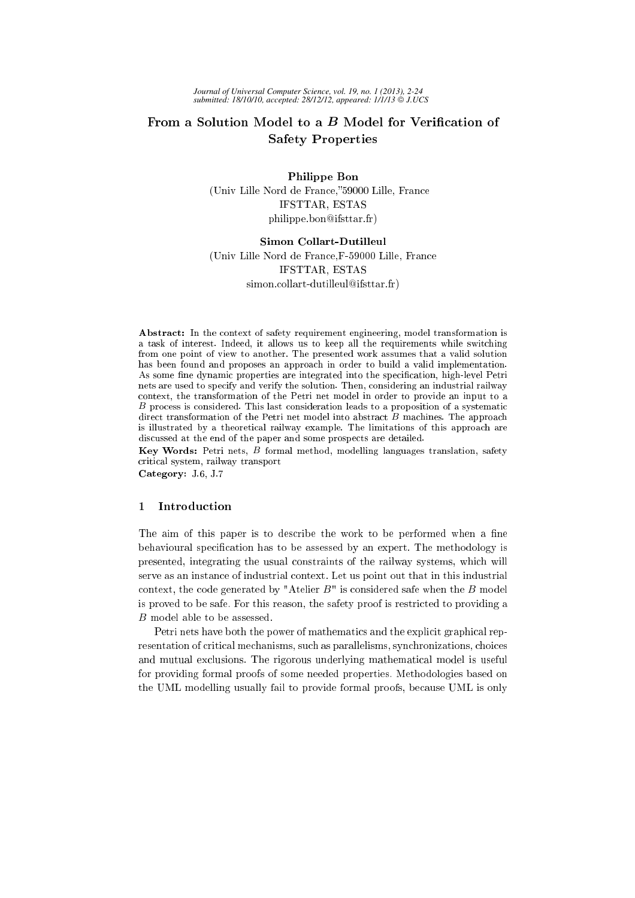# From a Solution Model to a $B$ Model for Verification of Safety Properties

**Philippe Bon**
(Univ Lille Nord de France,"59000 Lille, France
IFSTTAR, ESTAS
philippe.bon@ifsttar.fr)

**Simon Collart-Dutilleul**
(Univ Lille Nord de France,F-59000 Lille, France
IFSTTAR, ESTAS
simon.collart-dutilleul@ifsttar.fr)

**Abstract:** In the context of safety requirement engineering, model transformation is a task of interest. Indeed, it allows us to keep all the requirements while switching from one point of view to another. The presented work assumes that a valid solution has been found and proposes an approach in order to build a valid implementation. As some fine dynamic properties are integrated into the specification, high-level Petri nets are used to specify and verify the solution. Then, considering an industrial railway context, the transformation of the Petri net model in order to provide an input to a $B$ process is considered. This last consideration leads to a proposition of a systematic direct transformation of the Petri net model into abstract $B$ machines. The approach is illustrated by a theoretical railway example. The limitations of this approach are discussed at the end of the paper and some prospects are detailed.

**Key Words:** Petri nets, $B$ formal method, modelling languages translation, safety critical system, railway transport

**Category:** J.6, J.7

## 1 Introduction

The aim of this paper is to describe the work to be performed when a fine behavioural specification has to be assessed by an expert. The methodology is presented, integrating the usual constraints of the railway systems, which will serve as an instance of industrial context. Let us point out that in this industrial context, the code generated by "Atelier $B$" is considered safe when the $B$ model is proved to be safe. For this reason, the safety proof is restricted to providing a $B$ model able to be assessed.

Petri nets have both the power of mathematics and the explicit graphical representation of critical mechanisms, such as parallelisms, synchronizations, choices and mutual exclusions. The rigorous underlying mathematical model is useful for providing formal proofs of some needed properties. Methodologies based on the UML modelling usually fail to provide formal proofs, because UML is only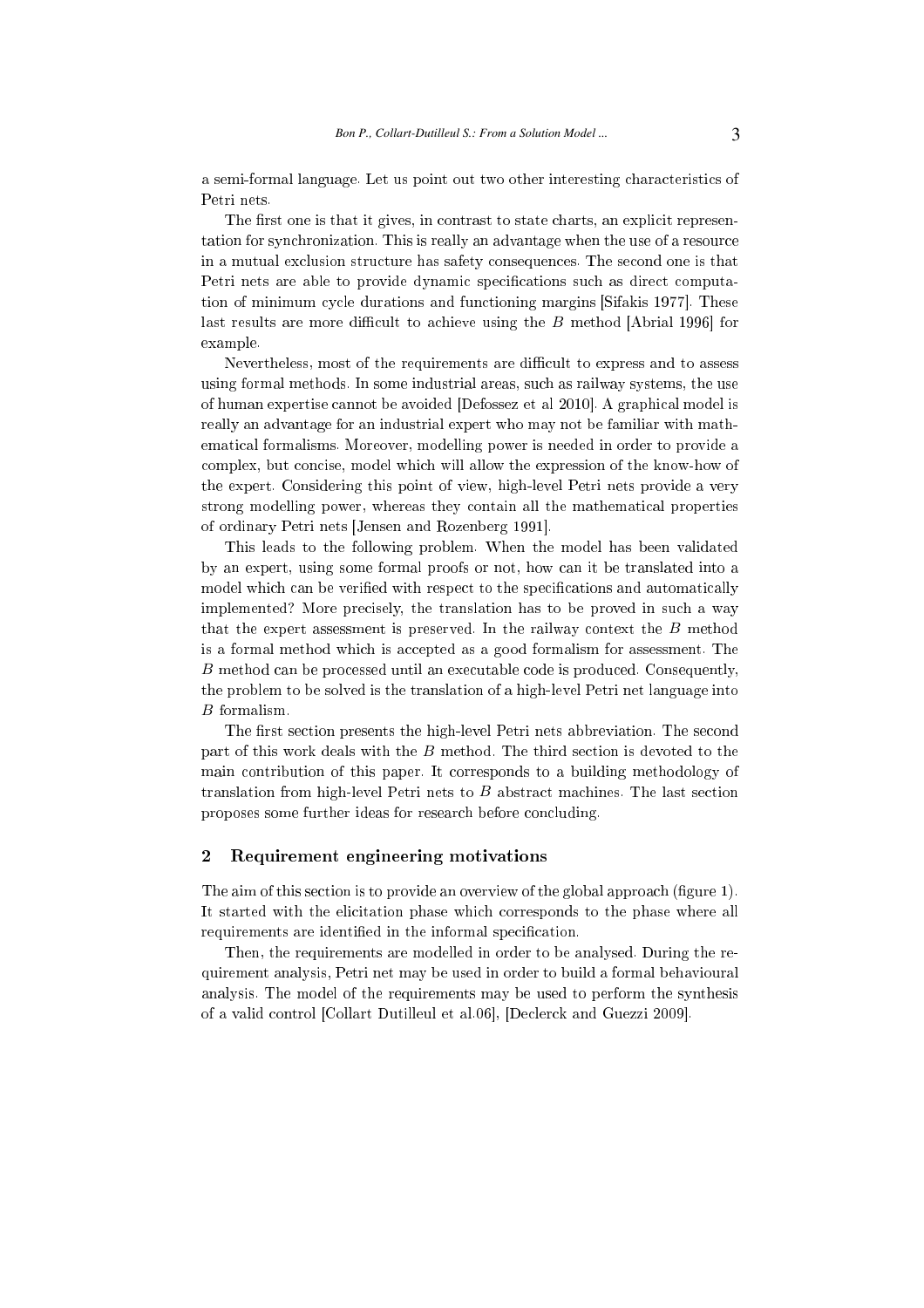a semi-formal language. Let us point out two other interesting characteristics of Petri nets.

The first one is that it gives, in contrast to state charts, an explicit representation for synchronization. This is really an advantage when the use of a resource in a mutual exclusion structure has safety consequences. The second one is that Petri nets are able to provide dynamic specifications such as direct computation of minimum cycle durations and functioning margins [Sifakis 1977]. These last results are more difficult to achieve using the *B* method [Abrial 1996] for example.

Nevertheless, most of the requirements are difficult to express and to assess using formal methods. In some industrial areas, such as railway systems, the use of human expertise cannot be avoided [Defossez et al 2010]. A graphical model is really an advantage for an industrial expert who may not be familiar with mathematical formalisms. Moreover, modelling power is needed in order to provide a complex, but concise, model which will allow the expression of the know-how of the expert. Considering this point of view, high-level Petri nets provide a very strong modelling power, whereas they contain all the mathematical properties of ordinary Petri nets [Jensen and Rozenberg 1991].

This leads to the following problem. When the model has been validated by an expert, using some formal proofs or not, how can it be translated into a model which can be verified with respect to the specifications and automatically implemented? More precisely, the translation has to be proved in such a way that the expert assessment is preserved. In the railway context the *B* method is a formal method which is accepted as a good formalism for assessment. The *B* method can be processed until an executable code is produced. Consequently, the problem to be solved is the translation of a high-level Petri net language into *B* formalism.

The first section presents the high-level Petri nets abbreviation. The second part of this work deals with the *B* method. The third section is devoted to the main contribution of this paper. It corresponds to a building methodology of translation from high-level Petri nets to *B* abstract machines. The last section proposes some further ideas for research before concluding.

## 2 Requirement engineering motivations

The aim of this section is to provide an overview of the global approach (figure 1). It started with the elicitation phase which corresponds to the phase where all requirements are identified in the informal specification.

Then, the requirements are modelled in order to be analysed. During the requirement analysis, Petri net may be used in order to build a formal behavioural analysis. The model of the requirements may be used to perform the synthesis of a valid control [Collart Dutilleul et al.06], [Declerck and Guezzi 2009].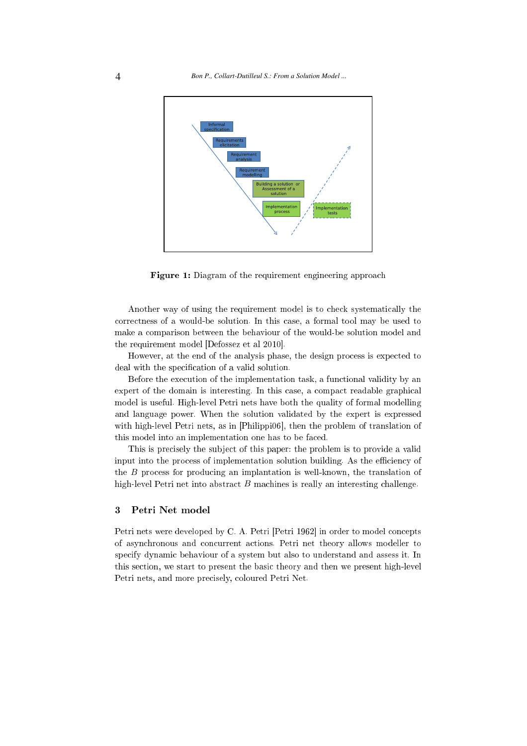**Figure 1:** Diagram of the requirement engineering approach

Another way of using the requirement model is to check systematically the correctness of a would-be solution. In this case, a formal tool may be used to make a comparison between the behaviour of the would-be solution model and the requirement model [Defossez et al 2010].

However, at the end of the analysis phase, the design process is expected to deal with the specification of a valid solution.

Before the execution of the implementation task, a functional validity by an expert of the domain is interesting. In this case, a compact readable graphical model is useful. High-level Petri nets have both the quality of formal modelling and language power. When the solution validated by the expert is expressed with high-level Petri nets, as in [Philippi06], then the problem of translation of this model into an implementation one has to be faced.

This is precisely the subject of this paper: the problem is to provide a valid input into the process of implementation solution building. As the efficiency of the *B* process for producing an implantation is well-known, the translation of high-level Petri net into abstract *B* machines is really an interesting challenge.

## 3 Petri Net model

Petri nets were developed by C. A. Petri [Petri 1962] in order to model concepts of asynchronous and concurrent actions. Petri net theory allows modeller to specify dynamic behaviour of a system but also to understand and assess it. In this section, we start to present the basic theory and then we present high-level Petri nets, and more precisely, coloured Petri Net.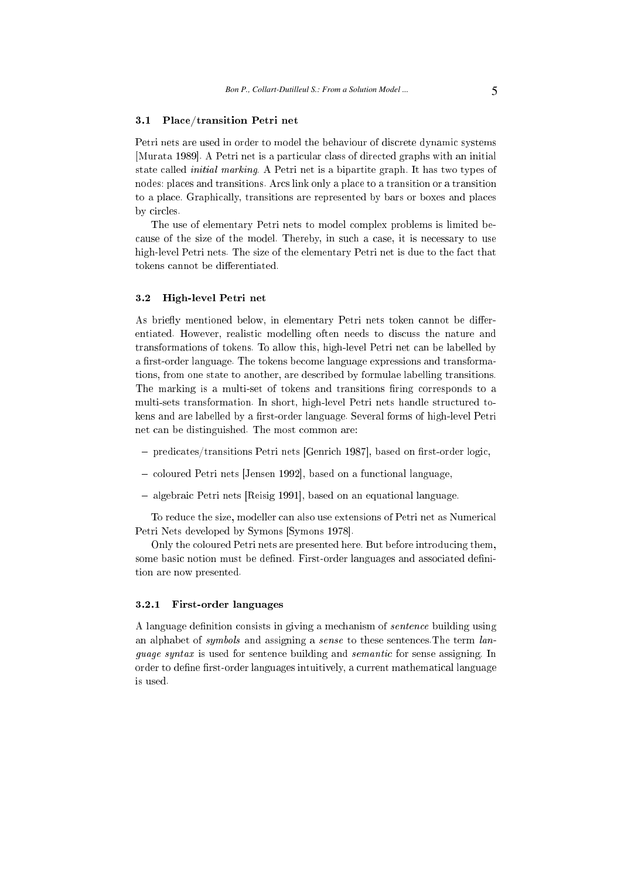### 3.1 Place/transition Petri net

Petri nets are used in order to model the behaviour of discrete dynamic systems [Murata 1989]. A Petri net is a particular class of directed graphs with an initial state called *initial marking*. A Petri net is a bipartite graph. It has two types of nodes: places and transitions. Arcs link only a place to a transition or a transition to a place. Graphically, transitions are represented by bars or boxes and places by circles.

The use of elementary Petri nets to model complex problems is limited because of the size of the model. Thereby, in such a case, it is necessary to use high-level Petri nets. The size of the elementary Petri net is due to the fact that tokens cannot be differentiated.

### 3.2 High-level Petri net

As briefly mentioned below, in elementary Petri nets token cannot be differentiated. However, realistic modelling often needs to discuss the nature and transformations of tokens. To allow this, high-level Petri net can be labelled by a first-order language. The tokens become language expressions and transformations, from one state to another, are described by formulae labelling transitions. The marking is a multi-set of tokens and transitions firing corresponds to a multi-sets transformation. In short, high-level Petri nets handle structured tokens and are labelled by a first-order language. Several forms of high-level Petri net can be distinguished. The most common are:

- predicates/transitions Petri nets [Genrich 1987], based on first-order logic,
- coloured Petri nets [Jensen 1992], based on a functional language,
- algebraic Petri nets [Reisig 1991], based on an equational language.

To reduce the size, modeller can also use extensions of Petri net as Numerical Petri Nets developed by Symons [Symons 1978].

Only the coloured Petri nets are presented here. But before introducing them, some basic notion must be defined. First-order languages and associated definition are now presented.

#### 3.2.1 First-order languages

A language definition consists in giving a mechanism of *sentence* building using an alphabet of *symbols* and assigning a *sense* to these sentences.The term *language syntax* is used for sentence building and *semantic* for sense assigning. In order to define first-order languages intuitively, a current mathematical language is used.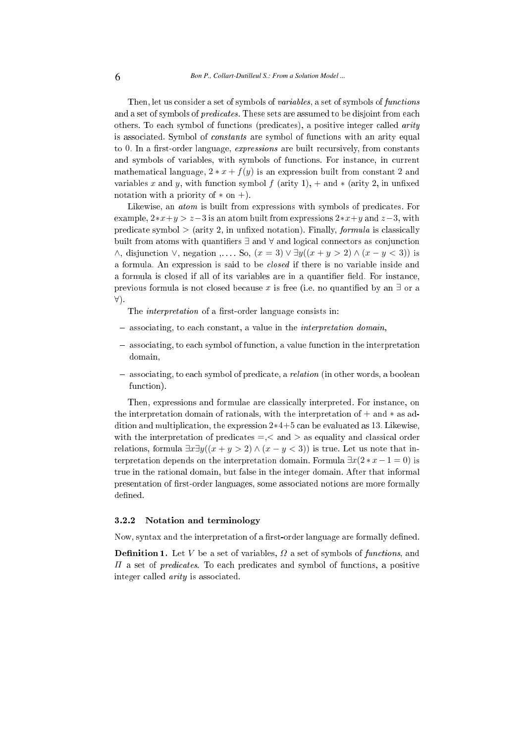Then, let us consider a set of symbols of *variables*, a set of symbols of *functions* and a set of symbols of *predicates*. These sets are assumed to be disjoint from each others. To each symbol of functions (predicates), a positive integer called *arity* is associated. Symbol of *constants* are symbol of functions with an arity equal to 0. In a first-order language, *expressions* are built recursively, from constants and symbols of variables, with symbols of functions. For instance, in current mathematical language, $2 * x + f(y)$ is an expression built from constant 2 and variables $x$ and $y$, with function symbol $f$ (arity 1), $+$ and $*$ (arity 2, in unfixed notation with a priority of $*$ on $+$).

Likewise, an *atom* is built from expressions with symbols of predicates. For example, $2*x+y > z-3$ is an atom built from expressions $2*x+y$ and $z-3$, with predicate symbol $>$ (arity 2, in unfixed notation). Finally, *formula* is classically built from atoms with quantifiers $\exists$ and $\forall$ and logical connectors as conjunction $\wedge$, disjunction $\vee$, negation ,.... So, $(x = 3) \vee \exists y((x + y > 2) \wedge (x - y < 3))$ is a formula. An expression is said to be *closed* if there is no variable inside and a formula is closed if all of its variables are in a quantifier field. For instance, previous formula is not closed because $x$ is free (i.e. no quantified by an $\exists$ or a $\forall$).

The *interpretation* of a first-order language consists in:

- associating, to each constant, a value in the *interpretation domain*,
- associating, to each symbol of function, a value function in the interpretation domain,
- associating, to each symbol of predicate, a *relation* (in other words, a boolean function).

Then, expressions and formulae are classically interpreted. For instance, on the interpretation domain of rationals, with the interpretation of $+$ and $*$ as addition and multiplication, the expression $2*4+5$ can be evaluated as 13. Likewise, with the interpretation of predicates $=,<$ and $>$ as equality and classical order relations, formula $\exists x \exists y((x + y > 2) \wedge (x - y < 3))$ is true. Let us note that interpretation depends on the interpretation domain. Formula $\exists x(2 * x - 1 = 0)$ is true in the rational domain, but false in the integer domain. After that informal presentation of first-order languages, some associated notions are more formally defined.

#### 3.2.2 Notation and terminology

Now, syntax and the interpretation of a first-order language are formally defined.

**Definition 1.** Let $V$ be a set of variables, $\Omega$ a set of symbols of *functions*, and $\Pi$ a set of *predicates*. To each predicates and symbol of functions, a positive integer called *arity* is associated.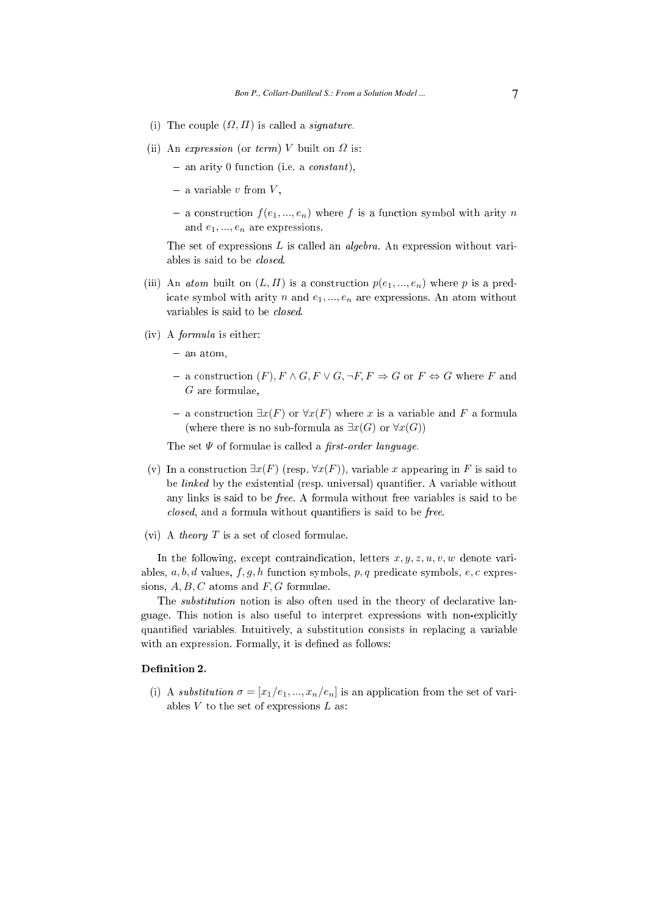(i) The couple $(\Omega, \Pi)$ is called a *signature*.

(ii) An *expression* (or *term*) $V$ built on $\Omega$ is:

   - an arity 0 function (i.e. a *constant*),
   - a variable $v$ from $V$,
   - a construction $f(e_1, ..., e_n)$ where $f$ is a function symbol with arity $n$ and $e_1, ..., e_n$ are expressions.

   The set of expressions $L$ is called an *algebra*. An expression without variables is said to be *closed*.

(iii) An *atom* built on $(L, \Pi)$ is a construction $p(e_1, ..., e_n)$ where $p$ is a predicate symbol with arity $n$ and $e_1, ..., e_n$ are expressions. An atom without variables is said to be *closed*.

(iv) A *formula* is either:

   - an atom,
   - a construction $(F), F \wedge G, F \vee G, \neg F, F \Rightarrow G$ or $F \Leftrightarrow G$ where $F$ and $G$ are formulae,
   - a construction $\exists x(F)$ or $\forall x(F)$ where $x$ is a variable and $F$ a formula (where there is no sub-formula as $\exists x(G)$ or $\forall x(G)$)

   The set $\Psi$ of formulae is called a *first-order language*.

(v) In a construction $\exists x(F)$ (resp. $\forall x(F)$), variable $x$ appearing in $F$ is said to be *linked* by the existential (resp. universal) quantifier. A variable without any links is said to be *free*. A formula without free variables is said to be *closed*, and a formula without quantifiers is said to be *free*.

(vi) A *theory* $T$ is a set of closed formulae.

In the following, except contraindication, letters $x, y, z, u, v, w$ denote variables, $a, b, d$ values, $f, g, h$ function symbols, $p, q$ predicate symbols, $e, c$ expressions, $A, B, C$ atoms and $F, G$ formulae.

The *substitution* notion is also often used in the theory of declarative language. This notion is also useful to interpret expressions with non-explicitly quantified variables. Intuitively, a substitution consists in replacing a variable with an expression. Formally, it is defined as follows:

**Definition 2.**

(i) A *substitution* $\sigma = [x_1/e_1, ..., x_n/e_n]$ is an application from the set of variables $V$ to the set of expressions $L$ as: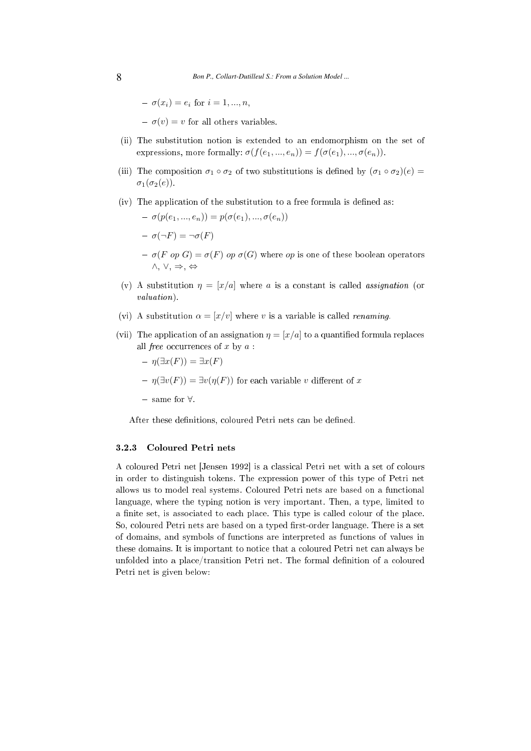- $\sigma(x_i) = e_i$ for $i = 1, ..., n$,
- $\sigma(v) = v$ for all others variables.

(ii) The substitution notion is extended to an endomorphism on the set of expressions, more formally: $\sigma(f(e_1, ..., e_n)) = f(\sigma(e_1), ..., \sigma(e_n))$.

(iii) The composition $\sigma_1 \circ \sigma_2$ of two substitutions is defined by $(\sigma_1 \circ \sigma_2)(e) = \sigma_1(\sigma_2(e))$.

(iv) The application of the substitution to a free formula is defined as:

- $\sigma(p(e_1, ..., e_n)) = p(\sigma(e_1), ..., \sigma(e_n))$
- $\sigma(\neg F) = \neg\sigma(F)$
- $\sigma(F \; op \; G) = \sigma(F) \; op \; \sigma(G)$ where *op* is one of these boolean operators $\wedge$, $\vee$, $\Rightarrow$, $\Leftrightarrow$

(v) A substitution $\eta = [x/a]$ where $a$ is a constant is called *assignation* (or *valuation*).

(vi) A substitution $\alpha = [x/v]$ where $v$ is a variable is called *renaming*.

(vii) The application of an assignation $\eta = [x/a]$ to a quantified formula replaces all *free* occurrences of $x$ by $a$ :

- $\eta(\exists x(F)) = \exists x(F)$
- $\eta(\exists v(F)) = \exists v(\eta(F))$ for each variable $v$ different of $x$
- same for $\forall$.

After these definitions, coloured Petri nets can be defined.

### 3.2.3 Coloured Petri nets

A coloured Petri net [Jensen 1992] is a classical Petri net with a set of colours in order to distinguish tokens. The expression power of this type of Petri net allows us to model real systems. Coloured Petri nets are based on a functional language, where the typing notion is very important. Then, a type, limited to a finite set, is associated to each place. This type is called colour of the place. So, coloured Petri nets are based on a typed first-order language. There is a set of domains, and symbols of functions are interpreted as functions of values in these domains. It is important to notice that a coloured Petri net can always be unfolded into a place/transition Petri net. The formal definition of a coloured Petri net is given below: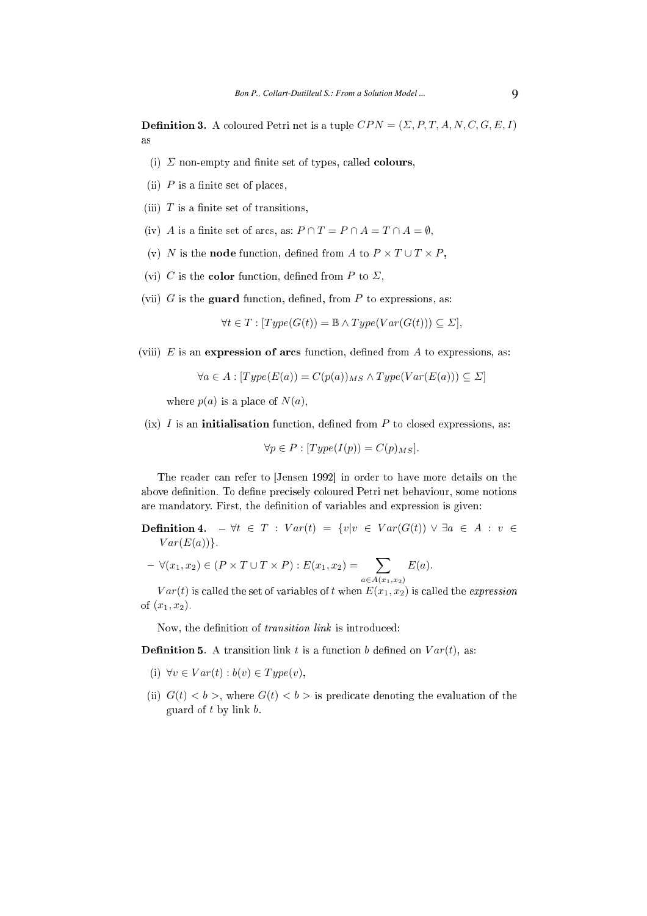**Definition 3.** A coloured Petri net is a tuple $CPN = (\Sigma, P, T, A, N, C, G, E, I)$ as

(i) $\Sigma$ non-empty and finite set of types, called **colours**,

(ii) $P$ is a finite set of places,

(iii) $T$ is a finite set of transitions,

(iv) $A$ is a finite set of arcs, as: $P \cap T = P \cap A = T \cap A = \emptyset$,

(v) $N$ is the **node** function, defined from $A$ to $P \times T \cup T \times P$,

(vi) $C$ is the **color** function, defined from $P$ to $\Sigma$,

(vii) $G$ is the **guard** function, defined, from $P$ to expressions, as:

$$\forall t \in T : [Type(G(t)) = \mathbb{B} \wedge Type(Var(G(t))) \subseteq \Sigma],$$

(viii) $E$ is an **expression of arcs** function, defined from $A$ to expressions, as:

$$\forall a \in A : [Type(E(a)) = C(p(a))_{MS} \wedge Type(Var(E(a))) \subseteq \Sigma]$$

where $p(a)$ is a place of $N(a)$,

(ix) $I$ is an **initialisation** function, defined from $P$ to closed expressions, as:

$$\forall p \in P : [Type(I(p)) = C(p)_{MS}].$$

The reader can refer to [Jensen 1992] in order to have more details on the above definition. To define precisely coloured Petri net behaviour, some notions are mandatory. First, the definition of variables and expression is given:

**Definition 4.** – $\forall t \in T : Var(t) = \{v | v \in Var(G(t)) \vee \exists a \in A : v \in Var(E(a))\}$.

– $\forall (x_1, x_2) \in (P \times T \cup T \times P) : E(x_1, x_2) = \sum_{a \in A(x_1, x_2)} E(a)$.

$Var(t)$ is called the set of variables of $t$ when $E(x_1, x_2)$ is called the *expression* of $(x_1, x_2)$.

Now, the definition of *transition link* is introduced:

**Definition 5.** A transition link $t$ is a function $b$ defined on $Var(t)$, as:

(i) $\forall v \in Var(t) : b(v) \in Type(v)$,

(ii) $G(t) < b >$, where $G(t) < b >$ is predicate denoting the evaluation of the guard of $t$ by link $b$.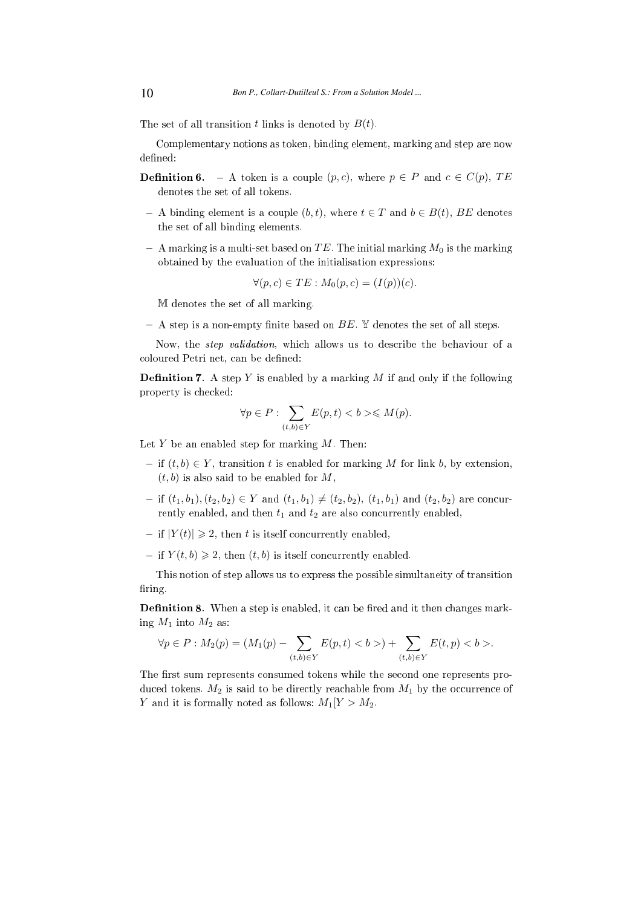The set of all transition $t$ links is denoted by $B(t)$.

Complementary notions as token, binding element, marking and step are now defined:

**Definition 6.** – A token is a couple $(p, c)$, where $p \in P$ and $c \in C(p)$, $TE$ denotes the set of all tokens.

- A binding element is a couple $(b, t)$, where $t \in T$ and $b \in B(t)$, $BE$ denotes the set of all binding elements.
- A marking is a multi-set based on $TE$. The initial marking $M_0$ is the marking obtained by the evaluation of the initialisation expressions:

$$\forall (p, c) \in TE : M_0(p, c) = (I(p))(c).$$

$\mathbb{M}$ denotes the set of all marking.

- A step is a non-empty finite based on $BE$. $\mathbb{Y}$ denotes the set of all steps.

Now, the *step validation*, which allows us to describe the behaviour of a coloured Petri net, can be defined:

**Definition 7.** A step $Y$ is enabled by a marking $M$ if and only if the following property is checked:

$$\forall p \in P : \sum_{(t,b) \in Y} E(p, t) < b > \leqslant M(p).$$

Let $Y$ be an enabled step for marking $M$. Then:

- if $(t, b) \in Y$, transition $t$ is enabled for marking $M$ for link $b$, by extension, $(t, b)$ is also said to be enabled for $M$,
- if $(t_1, b_1), (t_2, b_2) \in Y$ and $(t_1, b_1) \neq (t_2, b_2)$, $(t_1, b_1)$ and $(t_2, b_2)$ are concurrently enabled, and then $t_1$ and $t_2$ are also concurrently enabled,
- if $|Y(t)| \geqslant 2$, then $t$ is itself concurrently enabled,
- if $Y(t, b) \geqslant 2$, then $(t, b)$ is itself concurrently enabled.

This notion of step allows us to express the possible simultaneity of transition firing.

**Definition 8.** When a step is enabled, it can be fired and it then changes marking $M_1$ into $M_2$ as:

$$\forall p \in P : M_2(p) = (M_1(p) - \sum_{(t,b) \in Y} E(p, t) < b >) + \sum_{(t,b) \in Y} E(t, p) < b >.$$

The first sum represents consumed tokens while the second one represents produced tokens. $M_2$ is said to be directly reachable from $M_1$ by the occurrence of $Y$ and it is formally noted as follows: $M_1[Y > M_2$.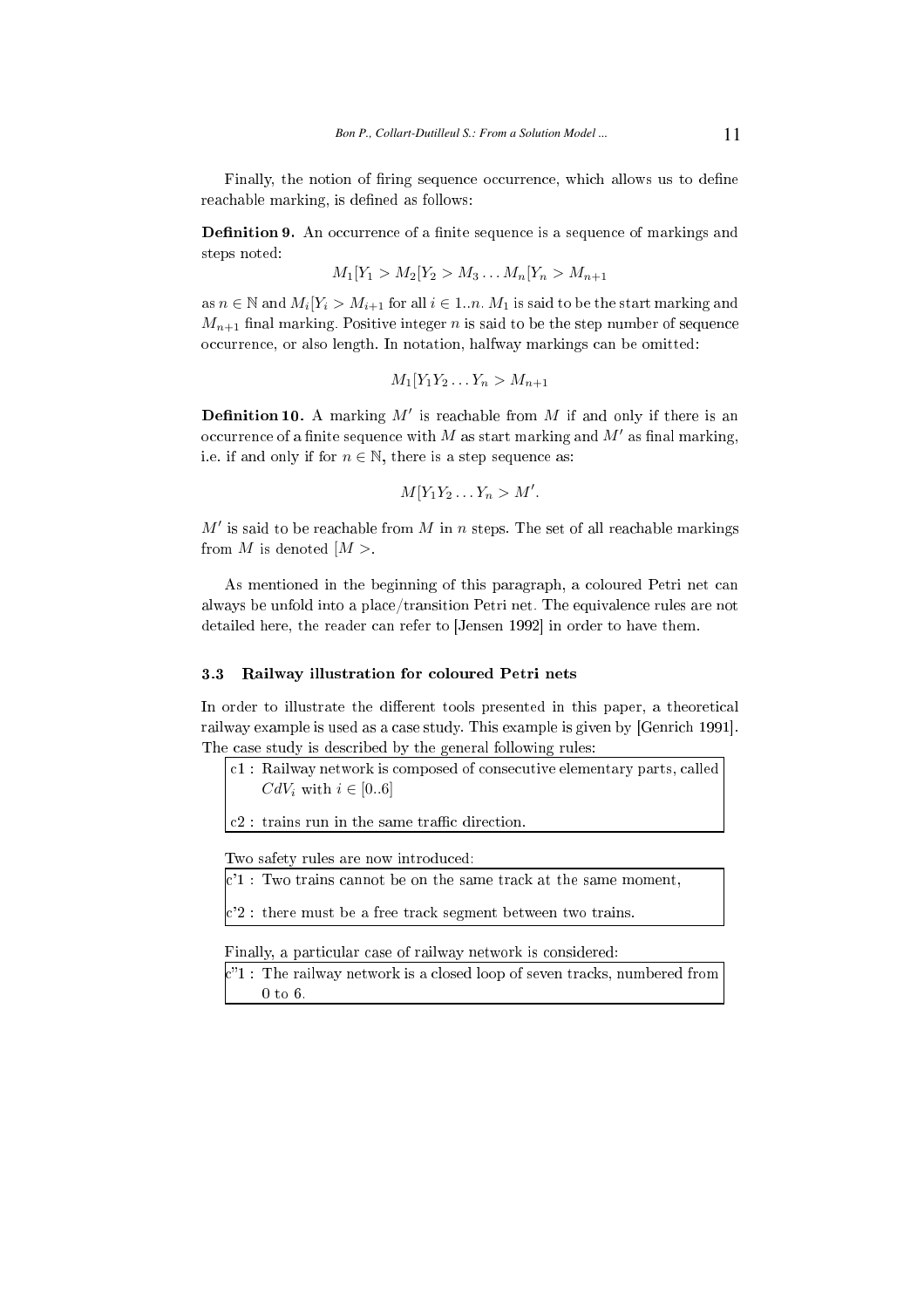Finally, the notion of firing sequence occurrence, which allows us to define reachable marking, is defined as follows:

**Definition 9.** An occurrence of a finite sequence is a sequence of markings and steps noted:

$$M_1[Y_1 > M_2[Y_2 > M_3 \dots M_n[Y_n > M_{n+1}$$

as $n \in \mathbb{N}$ and $M_i[Y_i > M_{i+1}$ for all $i \in 1..n$. $M_1$ is said to be the start marking and $M_{n+1}$ final marking. Positive integer $n$ is said to be the step number of sequence occurrence, or also length. In notation, halfway markings can be omitted:

$$M_1[Y_1 Y_2 \dots Y_n > M_{n+1}$$

**Definition 10.** A marking $M'$ is reachable from $M$ if and only if there is an occurrence of a finite sequence with $M$ as start marking and $M'$ as final marking, i.e. if and only if for $n \in \mathbb{N}$, there is a step sequence as:

$$M[Y_1 Y_2 \dots Y_n > M'.$$

$M'$ is said to be reachable from $M$ in $n$ steps. The set of all reachable markings from $M$ is denoted $[M >$.

As mentioned in the beginning of this paragraph, a coloured Petri net can always be unfold into a place/transition Petri net. The equivalence rules are not detailed here, the reader can refer to [Jensen 1992] in order to have them.

### 3.3 Railway illustration for coloured Petri nets

In order to illustrate the different tools presented in this paper, a theoretical railway example is used as a case study. This example is given by [Genrich 1991]. The case study is described by the general following rules:

| |
|---|
| c1 : Railway network is composed of consecutive elementary parts, called $CdV_i$ with $i \in [0..6]$ |
| c2 : trains run in the same traffic direction. |

Two safety rules are now introduced:

| |
|---|
| c'1 : Two trains cannot be on the same track at the same moment, |
| c'2 : there must be a free track segment between two trains. |

Finally, a particular case of railway network is considered:

| |
|---|
| c"1 : The railway network is a closed loop of seven tracks, numbered from 0 to 6. |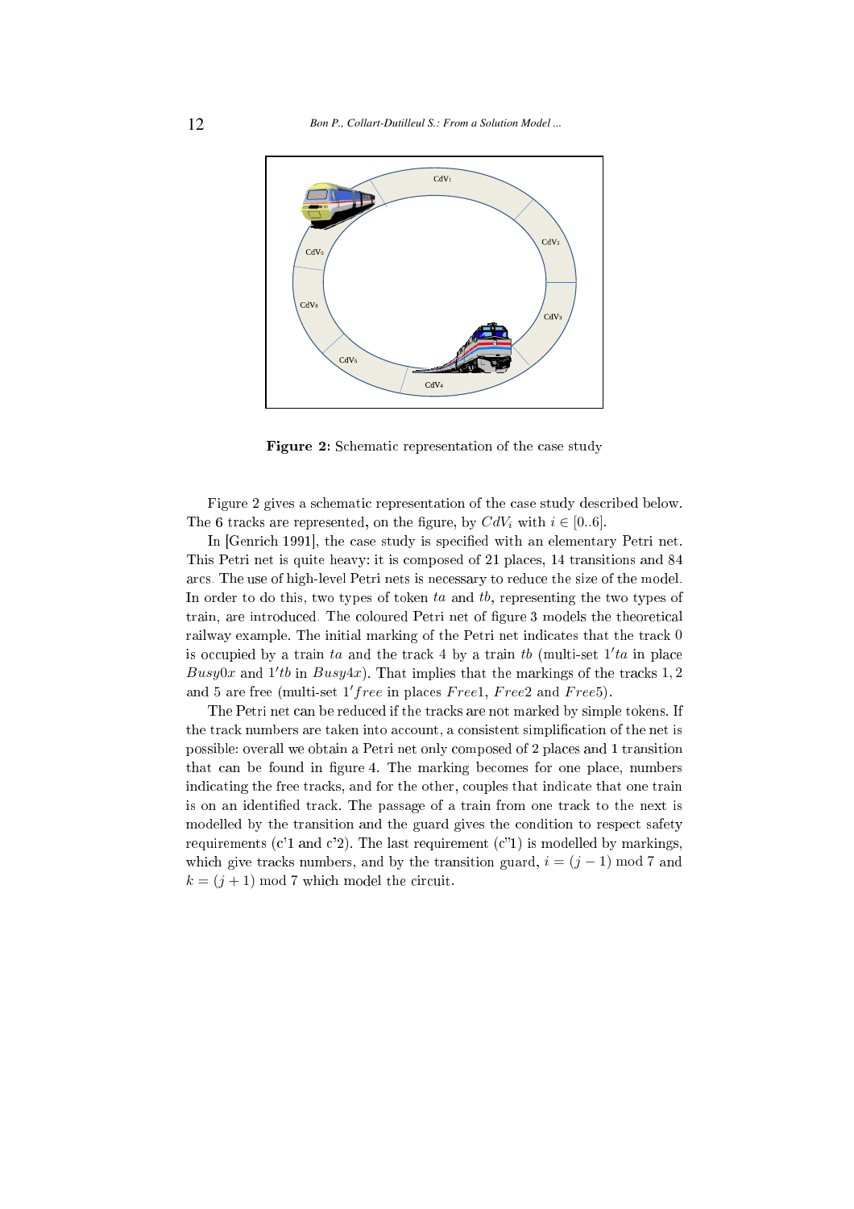**Figure 2:** Schematic representation of the case study

Figure 2 gives a schematic representation of the case study described below. The 6 tracks are represented, on the figure, by $CdV_i$ with $i \in [0..6]$.

In [Genrich 1991], the case study is specified with an elementary Petri net. This Petri net is quite heavy: it is composed of 21 places, 14 transitions and 84 arcs. The use of high-level Petri nets is necessary to reduce the size of the model. In order to do this, two types of token $ta$ and $tb$, representing the two types of train, are introduced. The coloured Petri net of figure 3 models the theoretical railway example. The initial marking of the Petri net indicates that the track 0 is occupied by a train $ta$ and the track 4 by a train $tb$ (multi-set $1'ta$ in place $Busy0x$ and $1'tb$ in $Busy4x$). That implies that the markings of the tracks $1, 2$ and 5 are free (multi-set $1'free$ in places $Free1$, $Free2$ and $Free5$).

The Petri net can be reduced if the tracks are not marked by simple tokens. If the track numbers are taken into account, a consistent simplification of the net is possible: overall we obtain a Petri net only composed of 2 places and 1 transition that can be found in figure 4. The marking becomes for one place, numbers indicating the free tracks, and for the other, couples that indicate that one train is on an identified track. The passage of a train from one track to the next is modelled by the transition and the guard gives the condition to respect safety requirements (c'1 and c'2). The last requirement (c"1) is modelled by markings, which give tracks numbers, and by the transition guard, $i = (j - 1) \bmod 7$ and $k = (j + 1) \bmod 7$ which model the circuit.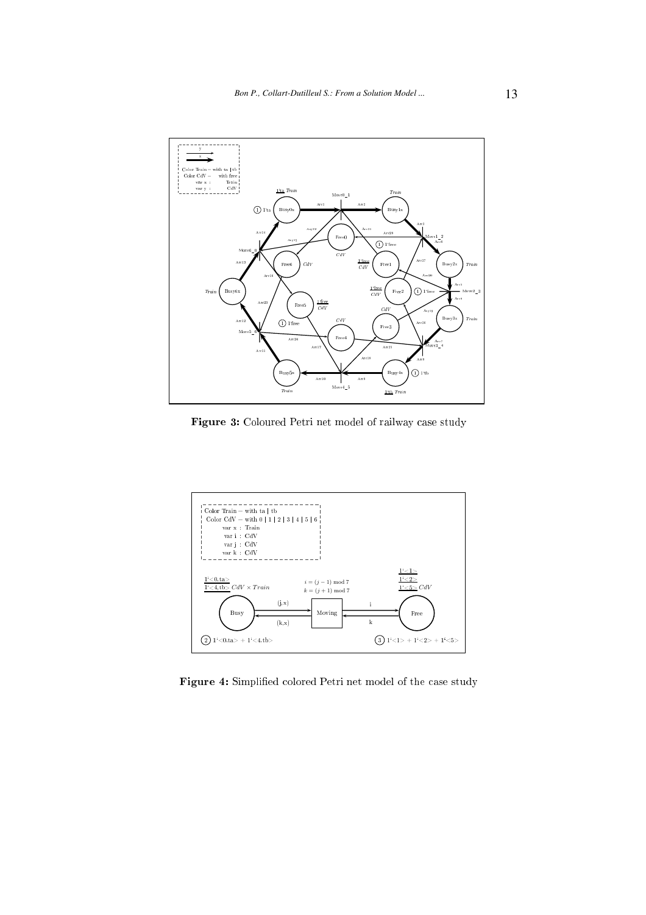Figure 3: Coloured Petri net model of railway case study

Figure 4: Simplified colored Petri net model of the case study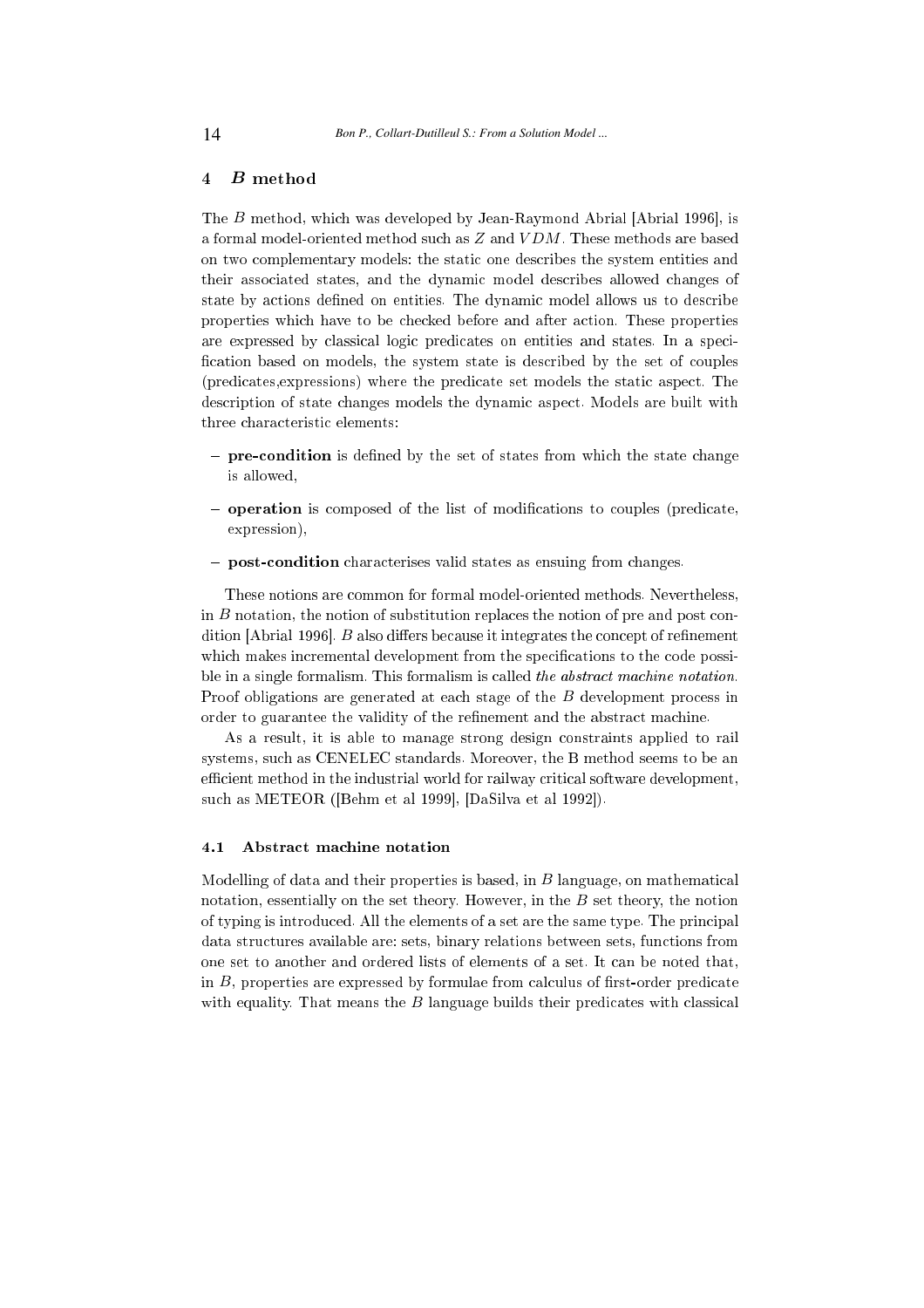## 4 *B* method

The *B* method, which was developed by Jean-Raymond Abrial [Abrial 1996], is a formal model-oriented method such as *Z* and *VDM*. These methods are based on two complementary models: the static one describes the system entities and their associated states, and the dynamic model describes allowed changes of state by actions defined on entities. The dynamic model allows us to describe properties which have to be checked before and after action. These properties are expressed by classical logic predicates on entities and states. In a specification based on models, the system state is described by the set of couples (predicates,expressions) where the predicate set models the static aspect. The description of state changes models the dynamic aspect. Models are built with three characteristic elements:

- **pre-condition** is defined by the set of states from which the state change is allowed,
- **operation** is composed of the list of modifications to couples (predicate, expression),
- **post-condition** characterises valid states as ensuing from changes.

These notions are common for formal model-oriented methods. Nevertheless, in *B* notation, the notion of substitution replaces the notion of pre and post condition [Abrial 1996]. *B* also differs because it integrates the concept of refinement which makes incremental development from the specifications to the code possible in a single formalism. This formalism is called *the abstract machine notation*. Proof obligations are generated at each stage of the *B* development process in order to guarantee the validity of the refinement and the abstract machine.

As a result, it is able to manage strong design constraints applied to rail systems, such as CENELEC standards. Moreover, the B method seems to be an efficient method in the industrial world for railway critical software development, such as METEOR ([Behm et al 1999], [DaSilva et al 1992]).

### 4.1 Abstract machine notation

Modelling of data and their properties is based, in *B* language, on mathematical notation, essentially on the set theory. However, in the *B* set theory, the notion of typing is introduced. All the elements of a set are the same type. The principal data structures available are: sets, binary relations between sets, functions from one set to another and ordered lists of elements of a set. It can be noted that, in *B*, properties are expressed by formulae from calculus of first-order predicate with equality. That means the *B* language builds their predicates with classical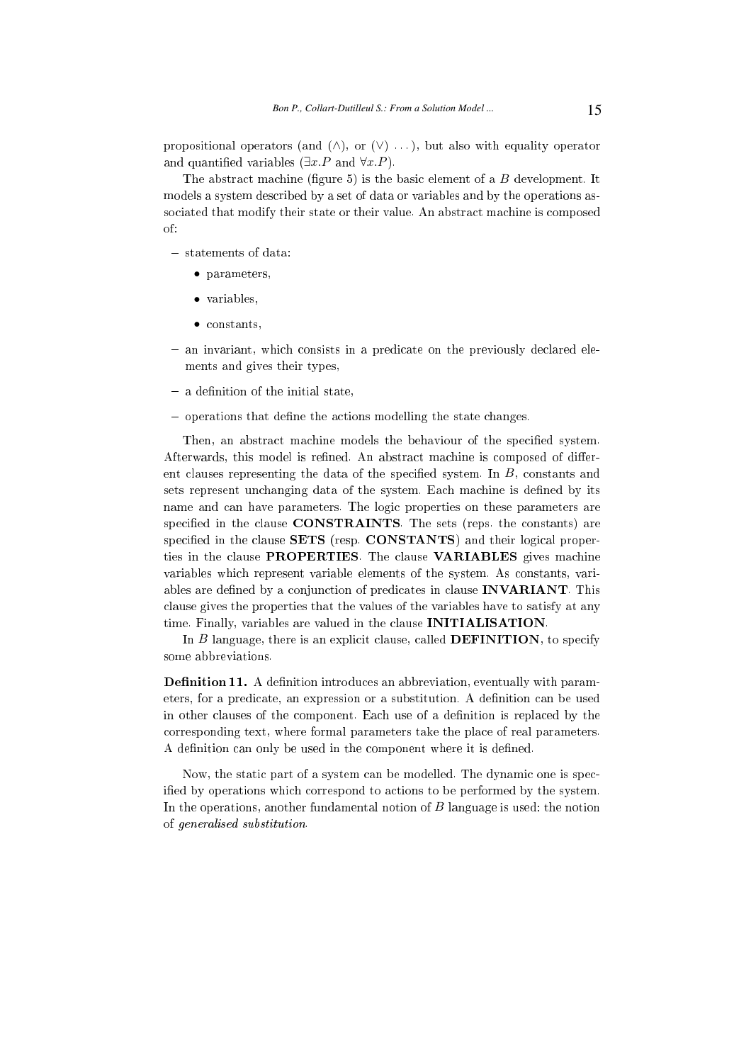propositional operators (and ($\wedge$), or ($\vee$) ...), but also with equality operator and quantified variables ($\exists x.P$ and $\forall x.P$).

The abstract machine (figure 5) is the basic element of a $B$ development. It models a system described by a set of data or variables and by the operations associated that modify their state or their value. An abstract machine is composed of:

- statements of data:
  - parameters,
  - variables,
  - constants,
- an invariant, which consists in a predicate on the previously declared elements and gives their types,
- a definition of the initial state,
- operations that define the actions modelling the state changes.

Then, an abstract machine models the behaviour of the specified system. Afterwards, this model is refined. An abstract machine is composed of different clauses representing the data of the specified system. In $B$, constants and sets represent unchanging data of the system. Each machine is defined by its name and can have parameters. The logic properties on these parameters are specified in the clause **CONSTRAINTS**. The sets (reps. the constants) are specified in the clause **SETS** (resp. **CONSTANTS**) and their logical properties in the clause **PROPERTIES**. The clause **VARIABLES** gives machine variables which represent variable elements of the system. As constants, variables are defined by a conjunction of predicates in clause **INVARIANT**. This clause gives the properties that the values of the variables have to satisfy at any time. Finally, variables are valued in the clause **INITIALISATION**.

In $B$ language, there is an explicit clause, called **DEFINITION**, to specify some abbreviations.

**Definition 11.** A definition introduces an abbreviation, eventually with parameters, for a predicate, an expression or a substitution. A definition can be used in other clauses of the component. Each use of a definition is replaced by the corresponding text, where formal parameters take the place of real parameters. A definition can only be used in the component where it is defined.

Now, the static part of a system can be modelled. The dynamic one is specified by operations which correspond to actions to be performed by the system. In the operations, another fundamental notion of $B$ language is used: the notion of *generalised substitution*.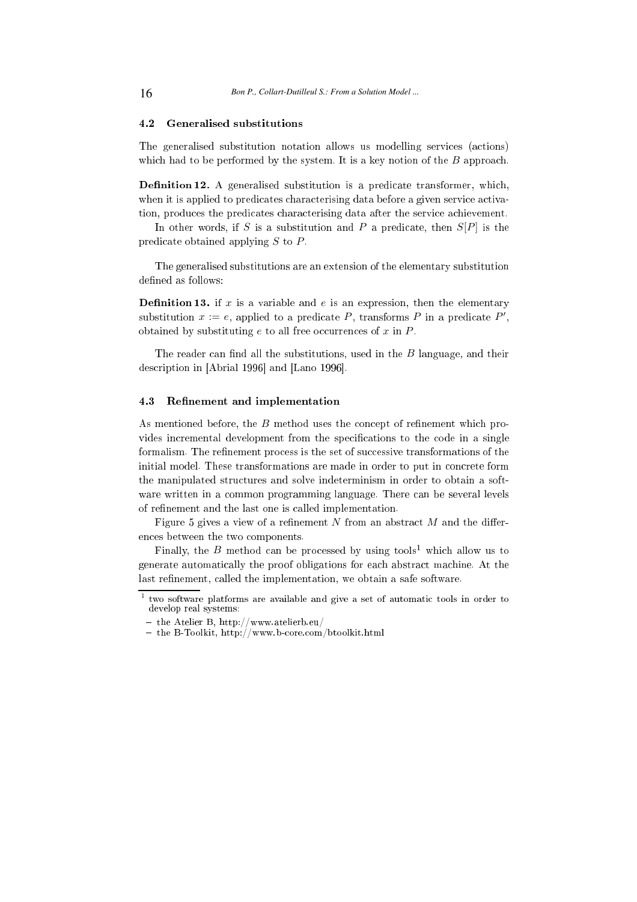### 4.2 Generalised substitutions

The generalised substitution notation allows us modelling services (actions) which had to be performed by the system. It is a key notion of the $B$ approach.

**Definition 12.** A generalised substitution is a predicate transformer, which, when it is applied to predicates characterising data before a given service activation, produces the predicates characterising data after the service achievement.

In other words, if $S$ is a substitution and $P$ a predicate, then $S[P]$ is the predicate obtained applying $S$ to $P$.

The generalised substitutions are an extension of the elementary substitution defined as follows:

**Definition 13.** if $x$ is a variable and $e$ is an expression, then the elementary substitution $x := e$, applied to a predicate $P$, transforms $P$ in a predicate $P'$, obtained by substituting $e$ to all free occurrences of $x$ in $P$.

The reader can find all the substitutions, used in the $B$ language, and their description in [Abrial 1996] and [Lano 1996].

### 4.3 Refinement and implementation

As mentioned before, the $B$ method uses the concept of refinement which provides incremental development from the specifications to the code in a single formalism. The refinement process is the set of successive transformations of the initial model. These transformations are made in order to put in concrete form the manipulated structures and solve indeterminism in order to obtain a software written in a common programming language. There can be several levels of refinement and the last one is called implementation.

Figure 5 gives a view of a refinement $N$ from an abstract $M$ and the differences between the two components.

Finally, the $B$ method can be processed by using tools[1] which allow us to generate automatically the proof obligations for each abstract machine. At the last refinement, called the implementation, we obtain a safe software.

[1] two software platforms are available and give a set of automatic tools in order to develop real systems:

- the Atelier B, http://www.atelierb.eu/
- the B-Toolkit, http://www.b-core.com/btoolkit.html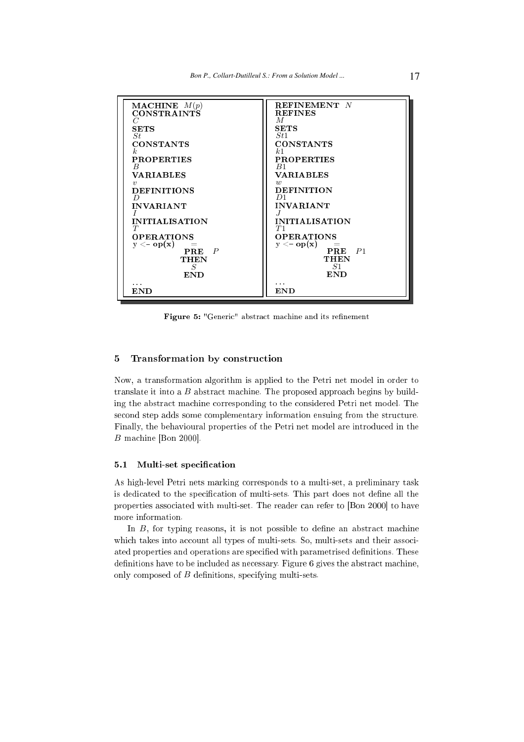```
MACHINE M(p)
CONSTRAINTS
C
SETS
St
CONSTANTS
k
PROPERTIES
B
VARIABLES
v
DEFINITIONS
D
INVARIANT
I
INITIALISATION
T
OPERATIONS
y <- op(x)   =
        PRE  P
        THEN
          S
        END
...
END
```

```
REFINEMENT N
REFINES
M
SETS
St1
CONSTANTS
k1
PROPERTIES
B1
VARIABLES
w
DEFINITION
D1
INVARIANT
J
INITIALISATION
T1
OPERATIONS
y <- op(x)   =
        PRE  P1
        THEN
          S1
        END
...
END
```

**Figure 5:** "Generic" abstract machine and its refinement

## 5 Transformation by construction

Now, a transformation algorithm is applied to the Petri net model in order to translate it into a $B$ abstract machine. The proposed approach begins by building the abstract machine corresponding to the considered Petri net model. The second step adds some complementary information ensuing from the structure. Finally, the behavioural properties of the Petri net model are introduced in the $B$ machine [Bon 2000].

### 5.1 Multi-set specification

As high-level Petri nets marking corresponds to a multi-set, a preliminary task is dedicated to the specification of multi-sets. This part does not define all the properties associated with multi-set. The reader can refer to [Bon 2000] to have more information.

In $B$, for typing reasons, it is not possible to define an abstract machine which takes into account all types of multi-sets. So, multi-sets and their associated properties and operations are specified with parametrised definitions. These definitions have to be included as necessary. Figure 6 gives the abstract machine, only composed of $B$ definitions, specifying multi-sets.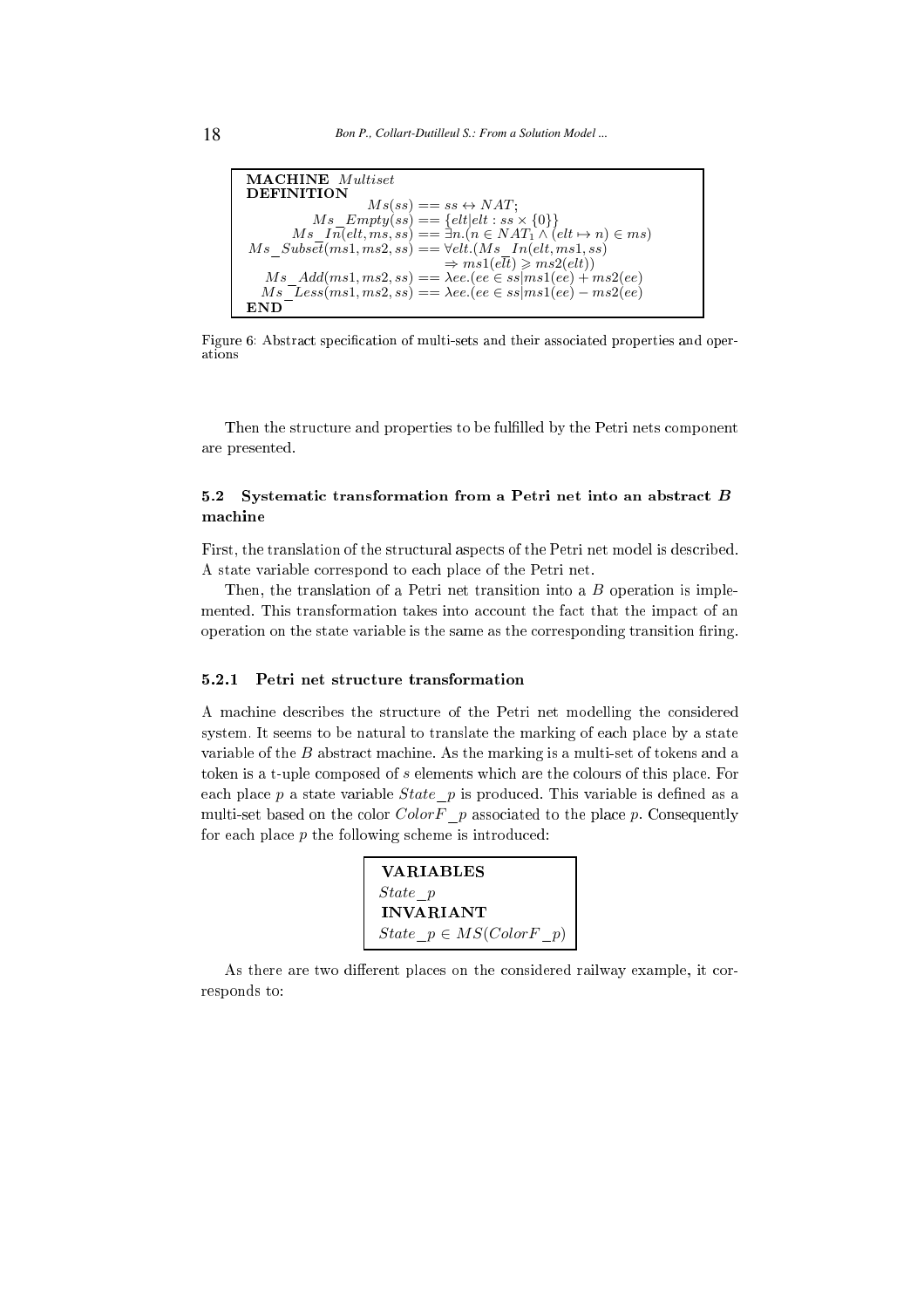```
MACHINE Multiset
DEFINITION
                    Ms(ss) == ss ↔ NAT;
              Ms_Empty(ss) == {elt|elt : ss × {0}}
        Ms_In(elt, ms, ss) == ∃n.(n ∈ NAT1 ∧ (elt ↦ n) ∈ ms)
 Ms_Subset(ms1, ms2, ss) == ∀elt.(Ms_In(elt, ms1, ss)
                                 ⇒ ms1(elt) ⩾ ms2(elt))
    Ms_Add(ms1, ms2, ss) == λee.(ee ∈ ss|ms1(ee) + ms2(ee)
   Ms_Less(ms1, ms2, ss) == λee.(ee ∈ ss|ms1(ee) − ms2(ee)
END
```

Figure 6: Abstract specification of multi-sets and their associated properties and operations

Then the structure and properties to be fulfilled by the Petri nets component are presented.

### 5.2 Systematic transformation from a Petri net into an abstract $B$ machine

First, the translation of the structural aspects of the Petri net model is described. A state variable correspond to each place of the Petri net.

Then, the translation of a Petri net transition into a $B$ operation is implemented. This transformation takes into account the fact that the impact of an operation on the state variable is the same as the corresponding transition firing.

#### 5.2.1 Petri net structure transformation

A machine describes the structure of the Petri net modelling the considered system. It seems to be natural to translate the marking of each place by a state variable of the $B$ abstract machine. As the marking is a multi-set of tokens and a token is a t-uple composed of $s$ elements which are the colours of this place. For each place $p$ a state variable $State\_p$ is produced. This variable is defined as a multi-set based on the color $ColorF\_p$ associated to the place $p$. Consequently for each place $p$ the following scheme is introduced:

```
VARIABLES
State_p
INVARIANT
State_p ∈ MS(ColorF_p)
```

As there are two different places on the considered railway example, it corresponds to: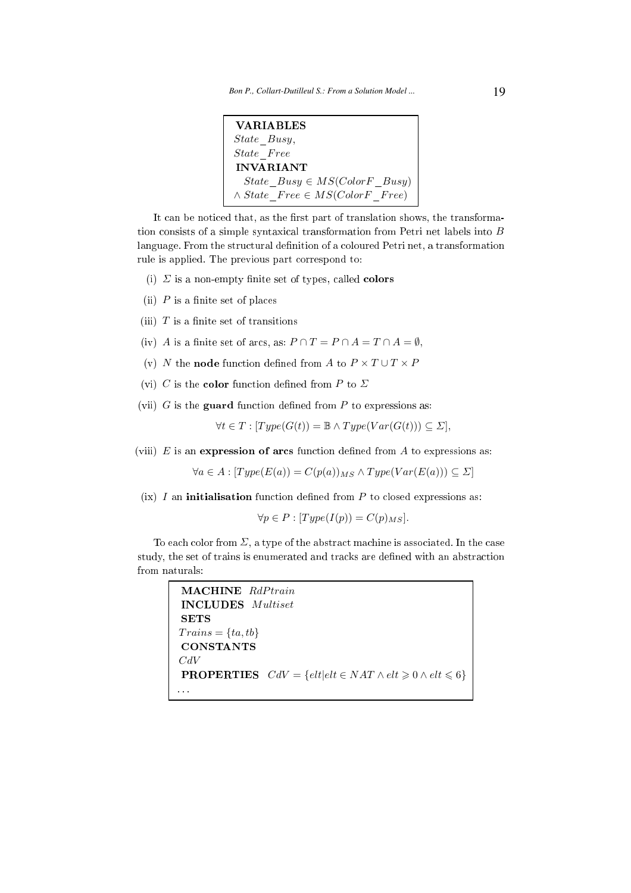```
VARIABLES
State_Busy,
State_Free
INVARIANT
  State_Busy ∈ MS(ColorF_Busy)
∧ State_Free ∈ MS(ColorF_Free)
```

It can be noticed that, as the first part of translation shows, the transformation consists of a simple syntaxical transformation from Petri net labels into $B$ language. From the structural definition of a coloured Petri net, a transformation rule is applied. The previous part correspond to:

(i) $\Sigma$ is a non-empty finite set of types, called **colors**

(ii) $P$ is a finite set of places

(iii) $T$ is a finite set of transitions

(iv) $A$ is a finite set of arcs, as: $P \cap T = P \cap A = T \cap A = \emptyset$,

(v) $N$ the **node** function defined from $A$ to $P \times T \cup T \times P$

(vi) $C$ is the **color** function defined from $P$ to $\Sigma$

(vii) $G$ is the **guard** function defined from $P$ to expressions as:

$$\forall t \in T : [Type(G(t)) = \mathbb{B} \wedge Type(Var(G(t))) \subseteq \Sigma],$$

(viii) $E$ is an **expression of arcs** function defined from $A$ to expressions as:

$$\forall a \in A : [Type(E(a)) = C(p(a))_{MS} \wedge Type(Var(E(a))) \subseteq \Sigma]$$

(ix) $I$ an **initialisation** function defined from $P$ to closed expressions as:

$$\forall p \in P : [Type(I(p)) = C(p)_{MS}].$$

To each color from $\Sigma$, a type of the abstract machine is associated. In the case study, the set of trains is enumerated and tracks are defined with an abstraction from naturals:

```
MACHINE RdPtrain
INCLUDES Multiset
SETS
Trains = {ta, tb}
CONSTANTS
CdV
PROPERTIES  CdV = {elt|elt ∈ NAT ∧ elt ⩾ 0 ∧ elt ⩽ 6}
...
```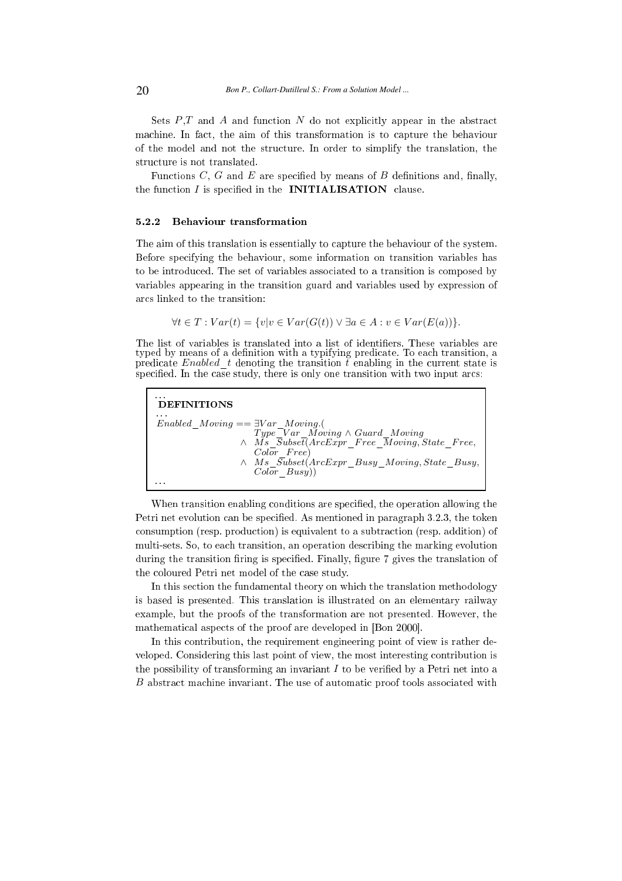Sets $P$,$T$ and $A$ and function $N$ do not explicitly appear in the abstract machine. In fact, the aim of this transformation is to capture the behaviour of the model and not the structure. In order to simplify the translation, the structure is not translated.

Functions $C$, $G$ and $E$ are specified by means of $B$ definitions and, finally, the function $I$ is specified in the **INITIALISATION** clause.

#### 5.2.2 Behaviour transformation

The aim of this translation is essentially to capture the behaviour of the system. Before specifying the behaviour, some information on transition variables has to be introduced. The set of variables associated to a transition is composed by variables appearing in the transition guard and variables used by expression of arcs linked to the transition:

$$\forall t \in T : Var(t) = \{v | v \in Var(G(t)) \vee \exists a \in A : v \in Var(E(a))\}.$$

The list of variables is translated into a list of identifiers. These variables are typed by means of a definition with a typifying predicate. To each transition, a predicate $Enabled\_t$ denoting the transition $t$ enabling in the current state is specified. In the case study, there is only one transition with two input arcs:

```
...
DEFINITIONS
...
Enabled_Moving == ∃Var_Moving.(
                       Type_Var_Moving ∧ Guard_Moving
                     ∧ Ms_Subset(ArcExpr_Free_Moving, State_Free,
                       Color_Free)
                     ∧ Ms_Subset(ArcExpr_Busy_Moving, State_Busy,
                       Color_Busy))
...
```

When transition enabling conditions are specified, the operation allowing the Petri net evolution can be specified. As mentioned in paragraph 3.2.3, the token consumption (resp. production) is equivalent to a subtraction (resp. addition) of multi-sets. So, to each transition, an operation describing the marking evolution during the transition firing is specified. Finally, figure 7 gives the translation of the coloured Petri net model of the case study.

In this section the fundamental theory on which the translation methodology is based is presented. This translation is illustrated on an elementary railway example, but the proofs of the transformation are not presented. However, the mathematical aspects of the proof are developed in [Bon 2000].

In this contribution, the requirement engineering point of view is rather developed. Considering this last point of view, the most interesting contribution is the possibility of transforming an invariant $I$ to be verified by a Petri net into a $B$ abstract machine invariant. The use of automatic proof tools associated with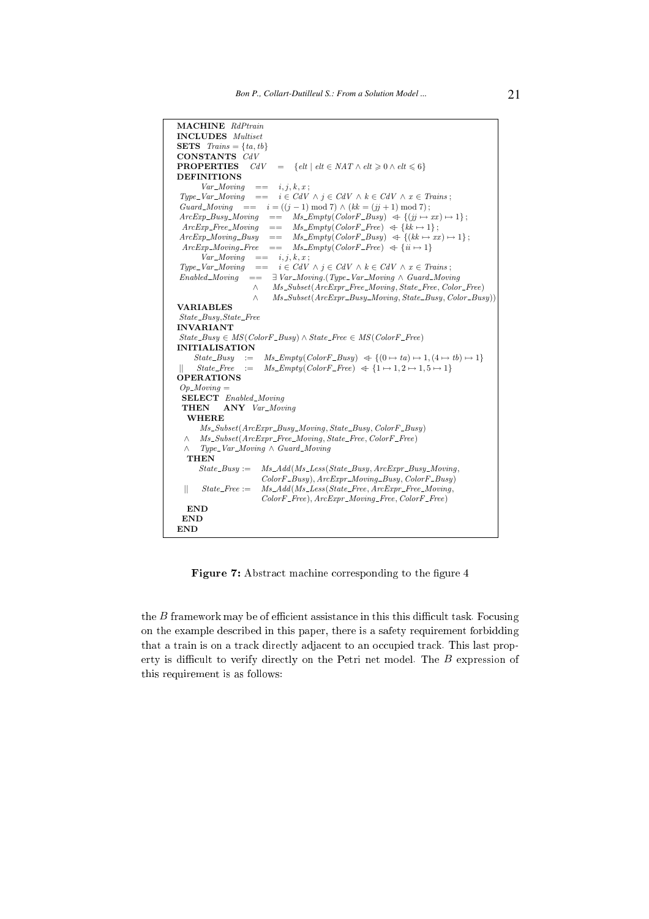```
MACHINE RdPtrain
INCLUDES Multiset
SETS Trains = {ta, tb}
CONSTANTS CdV
PROPERTIES CdV = {elt | elt ∈ NAT ∧ elt ⩾ 0 ∧ elt ⩽ 6}
DEFINITIONS
      Var_Moving == i, j, k, x ;
  Type_Var_Moving == i ∈ CdV ∧ j ∈ CdV ∧ k ∈ CdV ∧ x ∈ Trains ;
  Guard_Moving == i = ((j − 1) mod 7) ∧ (kk = (jj + 1) mod 7) ;
  ArcExp_Busy_Moving == Ms_Empty(ColorF_Busy) ⩤ {(jj ↦ xx) ↦ 1} ;
  ArcExp_Free_Moving == Ms_Empty(ColorF_Free) ⩤ {kk ↦ 1} ;
  ArcExp_Moving_Busy == Ms_Empty(ColorF_Busy) ⩤ {(kk ↦ xx) ↦ 1} ;
  ArcExp_Moving_Free == Ms_Empty(ColorF_Free) ⩤ {ii ↦ 1}
      Var_Moving == i, j, k, x ;
  Type_Var_Moving == i ∈ CdV ∧ j ∈ CdV ∧ k ∈ CdV ∧ x ∈ Trains ;
  Enabled_Moving == ∃ Var_Moving.(Type_Var_Moving ∧ Guard_Moving
                ∧ Ms_Subset(ArcExpr_Free_Moving, State_Free, Color_Free)
                ∧ Ms_Subset(ArcExpr_Busy_Moving, State_Busy, Color_Busy))
VARIABLES
  State_Busy, State_Free
INVARIANT
  State_Busy ∈ MS(ColorF_Busy) ∧ State_Free ∈ MS(ColorF_Free)
INITIALISATION
     State_Busy := Ms_Empty(ColorF_Busy) ⩤ {(0 ↦ ta) ↦ 1, (4 ↦ tb) ↦ 1}
  || State_Free := Ms_Empty(ColorF_Free) ⩤ {1 ↦ 1, 2 ↦ 1, 5 ↦ 1}
OPERATIONS
  Op_Moving =
   SELECT Enabled_Moving
   THEN ANY Var_Moving
    WHERE
       Ms_Subset(ArcExpr_Busy_Moving, State_Busy, ColorF_Busy)
    ∧ Ms_Subset(ArcExpr_Free_Moving, State_Free, ColorF_Free)
    ∧ Type_Var_Moving ∧ Guard_Moving
    THEN
       State_Busy := Ms_Add(Ms_Less(State_Busy, ArcExpr_Busy_Moving,
                     ColorF_Busy), ArcExpr_Moving_Busy, ColorF_Busy)
    || State_Free := Ms_Add(Ms_Less(State_Free, ArcExpr_Free_Moving,
                     ColorF_Free), ArcExpr_Moving_Free, ColorF_Free)
    END
   END
END
```

**Figure 7:** Abstract machine corresponding to the figure 4

the $B$ framework may be of efficient assistance in this this difficult task. Focusing on the example described in this paper, there is a safety requirement forbidding that a train is on a track directly adjacent to an occupied track. This last property is difficult to verify directly on the Petri net model. The $B$ expression of this requirement is as follows: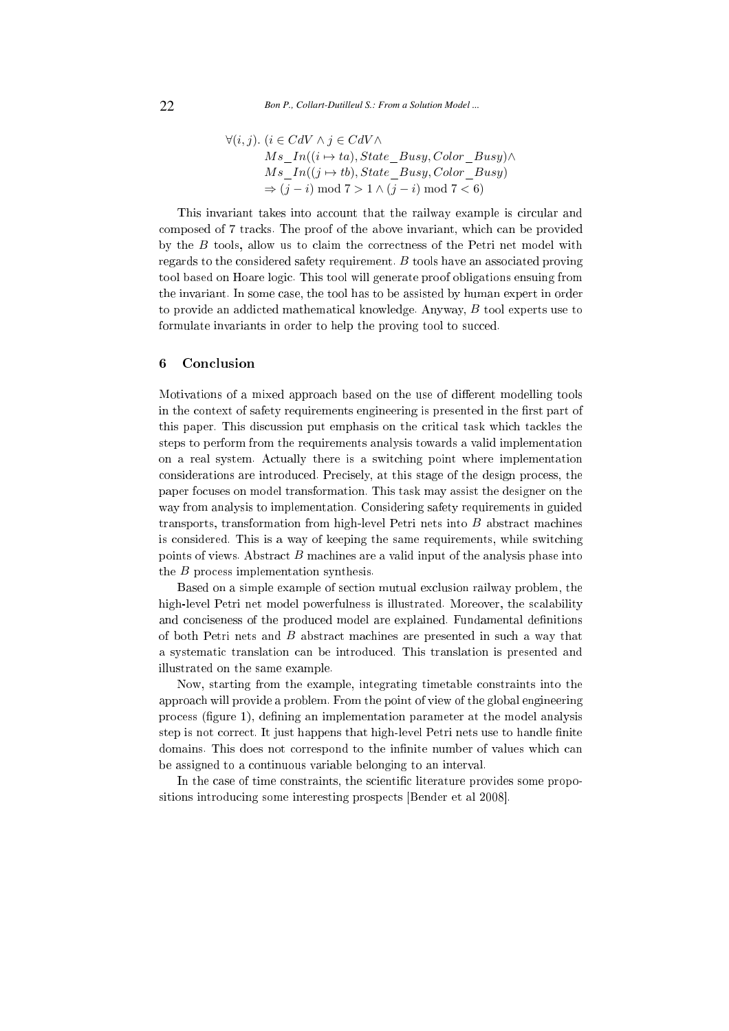$$
\begin{aligned}
\forall(i,j).\ (&i \in CdV \wedge j \in CdV \wedge \\
&Ms\_In((i \mapsto ta), State\_Busy, Color\_Busy) \wedge \\
&Ms\_In((j \mapsto tb), State\_Busy, Color\_Busy) \\
&\Rightarrow (j-i) \bmod 7 > 1 \wedge (j-i) \bmod 7 < 6)
\end{aligned}
$$

This invariant takes into account that the railway example is circular and composed of 7 tracks. The proof of the above invariant, which can be provided by the $B$ tools, allow us to claim the correctness of the Petri net model with regards to the considered safety requirement. $B$ tools have an associated proving tool based on Hoare logic. This tool will generate proof obligations ensuing from the invariant. In some case, the tool has to be assisted by human expert in order to provide an addicted mathematical knowledge. Anyway, $B$ tool experts use to formulate invariants in order to help the proving tool to succed.

## 6 Conclusion

Motivations of a mixed approach based on the use of different modelling tools in the context of safety requirements engineering is presented in the first part of this paper. This discussion put emphasis on the critical task which tackles the steps to perform from the requirements analysis towards a valid implementation on a real system. Actually there is a switching point where implementation considerations are introduced. Precisely, at this stage of the design process, the paper focuses on model transformation. This task may assist the designer on the way from analysis to implementation. Considering safety requirements in guided transports, transformation from high-level Petri nets into $B$ abstract machines is considered. This is a way of keeping the same requirements, while switching points of views. Abstract $B$ machines are a valid input of the analysis phase into the $B$ process implementation synthesis.

Based on a simple example of section mutual exclusion railway problem, the high-level Petri net model powerfulness is illustrated. Moreover, the scalability and conciseness of the produced model are explained. Fundamental definitions of both Petri nets and $B$ abstract machines are presented in such a way that a systematic translation can be introduced. This translation is presented and illustrated on the same example.

Now, starting from the example, integrating timetable constraints into the approach will provide a problem. From the point of view of the global engineering process (figure 1), defining an implementation parameter at the model analysis step is not correct. It just happens that high-level Petri nets use to handle finite domains. This does not correspond to the infinite number of values which can be assigned to a continuous variable belonging to an interval.

In the case of time constraints, the scientific literature provides some propositions introducing some interesting prospects [Bender et al 2008].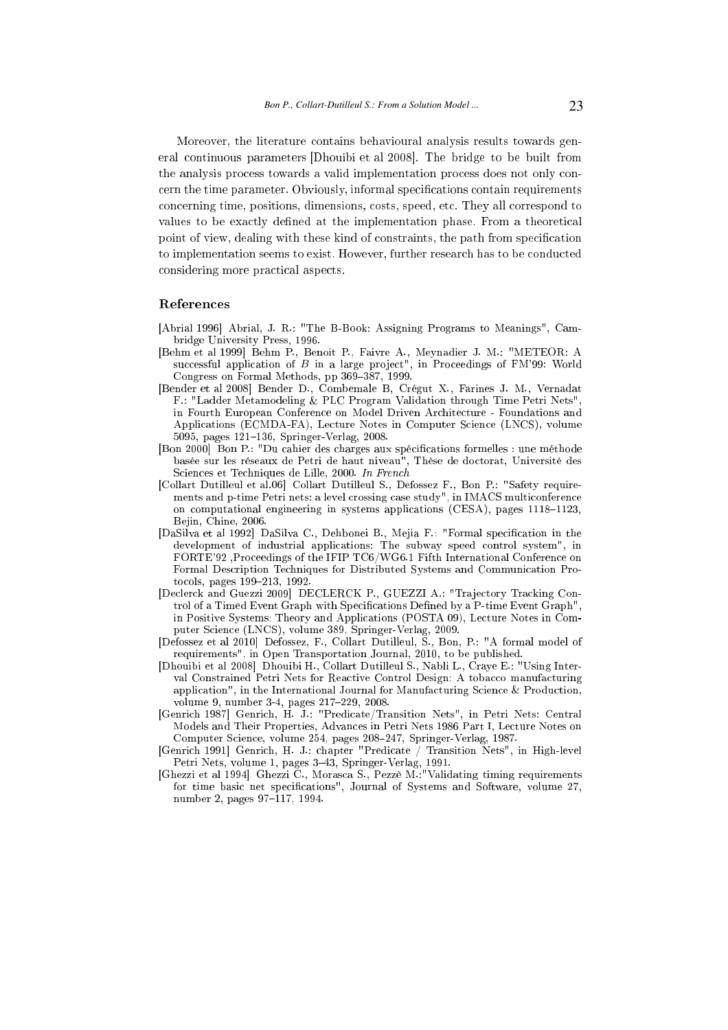Moreover, the literature contains behavioural analysis results towards general continuous parameters [Dhouibi et al 2008]. The bridge to be built from the analysis process towards a valid implementation process does not only concern the time parameter. Obviously, informal specifications contain requirements concerning time, positions, dimensions, costs, speed, etc. They all correspond to values to be exactly defined at the implementation phase. From a theoretical point of view, dealing with these kind of constraints, the path from specification to implementation seems to exist. However, further research has to be conducted considering more practical aspects.

## References

[Abrial 1996] Abrial, J. R.: "The B-Book: Assigning Programs to Meanings", Cambridge University Press, 1996.

[Behm et al 1999] Behm P., Benoit P., Faivre A., Meynadier J. M.: "METEOR: A successful application of *B* in a large project", in Proceedings of FM'99: World Congress on Formal Methods, pp 369–387, 1999.

[Bender et al 2008] Bender D., Combemale B, Crégut X., Farines J. M., Vernadat F.: "Ladder Metamodeling & PLC Program Validation through Time Petri Nets", in Fourth European Conference on Model Driven Architecture - Foundations and Applications (ECMDA-FA), Lecture Notes in Computer Science (LNCS), volume 5095, pages 121–136, Springer-Verlag, 2008.

[Bon 2000] Bon P.: "Du cahier des charges aux spécifications formelles : une méthode basée sur les réseaux de Petri de haut niveau", Thèse de doctorat, Université des Sciences et Techniques de Lille, 2000. *In French*

[Collart Dutilleul et al.06] Collart Dutilleul S., Defossez F., Bon P.: "Safety requirements and p-time Petri nets: a level crossing case study", in IMACS multiconference on computational engineering in systems applications (CESA), pages 1118–1123, Bejin, Chine, 2006.

[DaSilva et al 1992] DaSilva C., Dehbonei B., Mejia F.: "Formal specification in the development of industrial applications: The subway speed control system", in FORTE'92 ,Proceedings of the IFIP TC6/WG6.1 Fifth International Conference on Formal Description Techniques for Distributed Systems and Communication Protocols, pages 199–213, 1992.

[Declerck and Guezzi 2009] DECLERCK P., GUEZZI A.: "Trajectory Tracking Control of a Timed Event Graph with Specifications Defined by a P-time Event Graph", in Positive Systems: Theory and Applications (POSTA 09), Lecture Notes in Computer Science (LNCS), volume 389, Springer-Verlag, 2009.

[Defossez et al 2010] Defossez, F., Collart Dutilleul, S., Bon, P.: "A formal model of requirements", in Open Transportation Journal, 2010, to be published.

[Dhouibi et al 2008] Dhouibi H., Collart Dutilleul S., Nabli L., Craye E.: "Using Interval Constrained Petri Nets for Reactive Control Design: A tobacco manufacturing application", in the International Journal for Manufacturing Science & Production, volume 9, number 3-4, pages 217–229, 2008.

[Genrich 1987] Genrich, H. J.: "Predicate/Transition Nets", in Petri Nets: Central Models and Their Properties, Advances in Petri Nets 1986 Part I, Lecture Notes on Computer Science, volume 254, pages 208–247, Springer-Verlag, 1987.

[Genrich 1991] Genrich, H. J.: chapter "Predicate / Transition Nets", in High-level Petri Nets, volume 1, pages 3–43, Springer-Verlag, 1991.

[Ghezzi et al 1994] Ghezzi C., Morasca S., Pezzè M.:"Validating timing requirements for time basic net specifications", Journal of Systems and Software, volume 27, number 2, pages 97–117, 1994.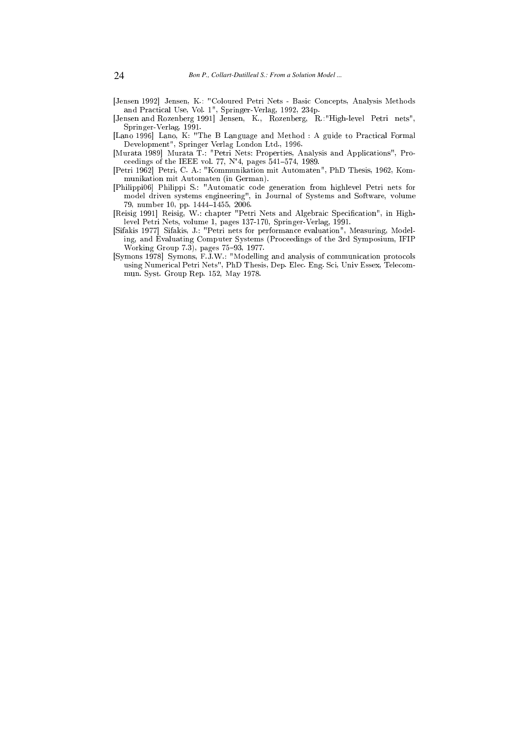[Jensen 1992] Jensen, K.: "Coloured Petri Nets - Basic Concepts, Analysis Methods and Practical Use, Vol. 1", Springer-Verlag, 1992, 234p.

[Jensen and Rozenberg 1991] Jensen, K., Rozenberg, R.:"High-level Petri nets", Springer-Verlag, 1991.

[Lano 1996] Lano, K: "The B Language and Method : A guide to Practical Formal Development", Springer Verlag London Ltd., 1996.

[Murata 1989] Murata T.: "Petri Nets: Properties, Analysis and Applications", Proceedings of the IEEE vol. 77, N°4, pages 541–574, 1989.

[Petri 1962] Petri, C. A.: "Kommunikation mit Automaten", PhD Thesis, 1962, Kommunikation mit Automaten (in German).

[Philippi06] Philippi S.: "Automatic code generation from highlevel Petri nets for model driven systems engineering", in Journal of Systems and Software, volume 79, number 10, pp. 1444–1455, 2006.

[Reisig 1991] Reisig, W.: chapter "Petri Nets and Algebraic Specification", in High-level Petri Nets, volume 1, pages 137-170, Springer-Verlag, 1991.

[Sifakis 1977] Sifakis, J.: "Petri nets for performance evaluation", Measuring, Modeling, and Evaluating Computer Systems (Proceedings of the 3rd Symposium, IFIP Working Group 7.3), pages 75–93, 1977.

[Symons 1978] Symons, F.J.W.: "Modelling and analysis of communication protocols using Numerical Petri Nets", PhD Thesis, Dep. Elec. Eng. Sci, Univ Essex, Telecommun. Syst. Group Rep. 152, May 1978.